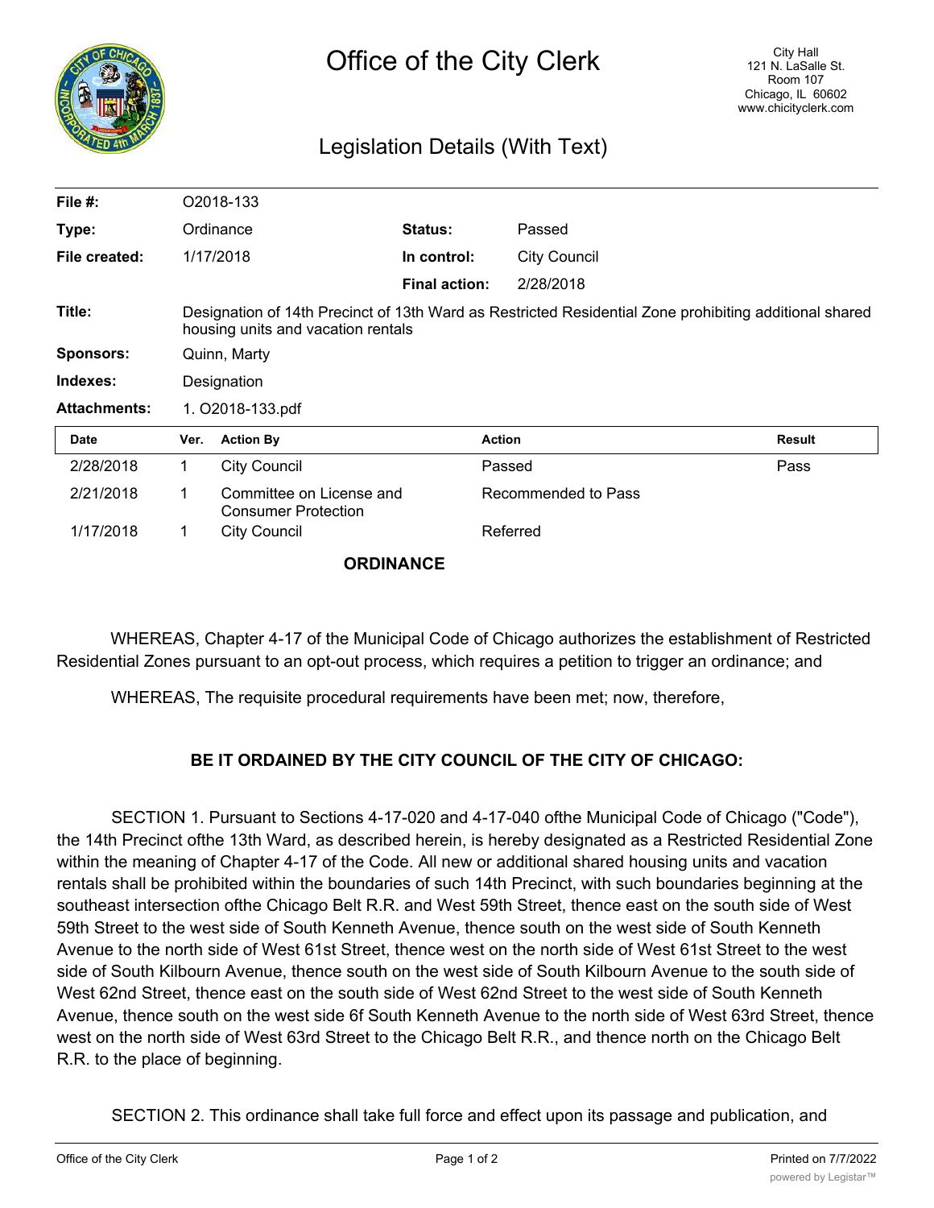# Office of the City Clerk

City Hall
121 N. LaSalle St.
Room 107
Chicago, IL 60602
www.chicityclerk.com

## Legislation Details (With Text)

| | | | |
|---|---|---|---|
| **File #:** | O2018-133 | | |
| **Type:** | Ordinance | **Status:** | Passed |
| **File created:** | 1/17/2018 | **In control:** | City Council |
| | | **Final action:** | 2/28/2018 |
| **Title:** | Designation of 14th Precinct of 13th Ward as Restricted Residential Zone prohibiting additional shared housing units and vacation rentals | | |
| **Sponsors:** | Quinn, Marty | | |
| **Indexes:** | Designation | | |
| **Attachments:** | 1. O2018-133.pdf | | |

| Date | Ver. | Action By | Action | Result |
|---|---|---|---|---|
| 2/28/2018 | 1 | City Council | Passed | Pass |
| 2/21/2018 | 1 | Committee on License and Consumer Protection | Recommended to Pass | |
| 1/17/2018 | 1 | City Council | Referred | |

**ORDINANCE**

WHEREAS, Chapter 4-17 of the Municipal Code of Chicago authorizes the establishment of Restricted Residential Zones pursuant to an opt-out process, which requires a petition to trigger an ordinance; and

WHEREAS, The requisite procedural requirements have been met; now, therefore,

**BE IT ORDAINED BY THE CITY COUNCIL OF THE CITY OF CHICAGO:**

SECTION 1. Pursuant to Sections 4-17-020 and 4-17-040 ofthe Municipal Code of Chicago ("Code"), the 14th Precinct ofthe 13th Ward, as described herein, is hereby designated as a Restricted Residential Zone within the meaning of Chapter 4-17 of the Code. All new or additional shared housing units and vacation rentals shall be prohibited within the boundaries of such 14th Precinct, with such boundaries beginning at the southeast intersection ofthe Chicago Belt R.R. and West 59th Street, thence east on the south side of West 59th Street to the west side of South Kenneth Avenue, thence south on the west side of South Kenneth Avenue to the north side of West 61st Street, thence west on the north side of West 61st Street to the west side of South Kilbourn Avenue, thence south on the west side of South Kilbourn Avenue to the south side of West 62nd Street, thence east on the south side of West 62nd Street to the west side of South Kenneth Avenue, thence south on the west side 6f South Kenneth Avenue to the north side of West 63rd Street, thence west on the north side of West 63rd Street to the Chicago Belt R.R., and thence north on the Chicago Belt R.R. to the place of beginning.

SECTION 2. This ordinance shall take full force and effect upon its passage and publication, and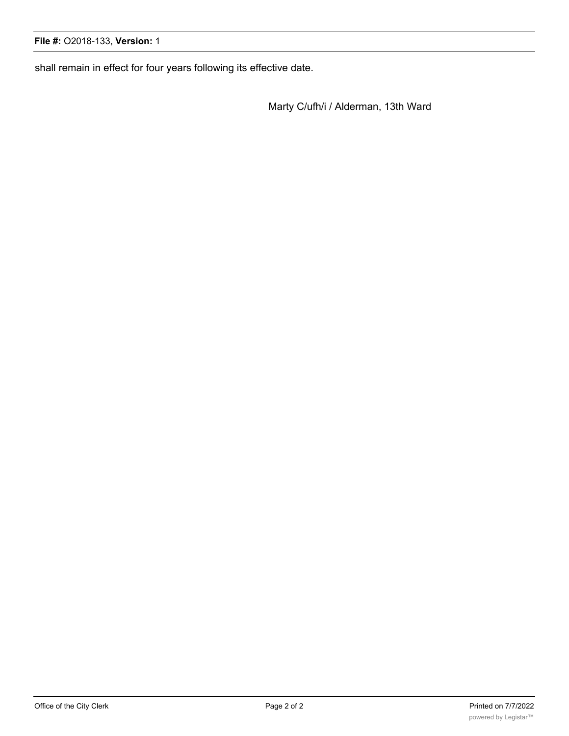shall remain in effect for four years following its effective date.

Marty C/ufh/i / Alderman, 13th Ward